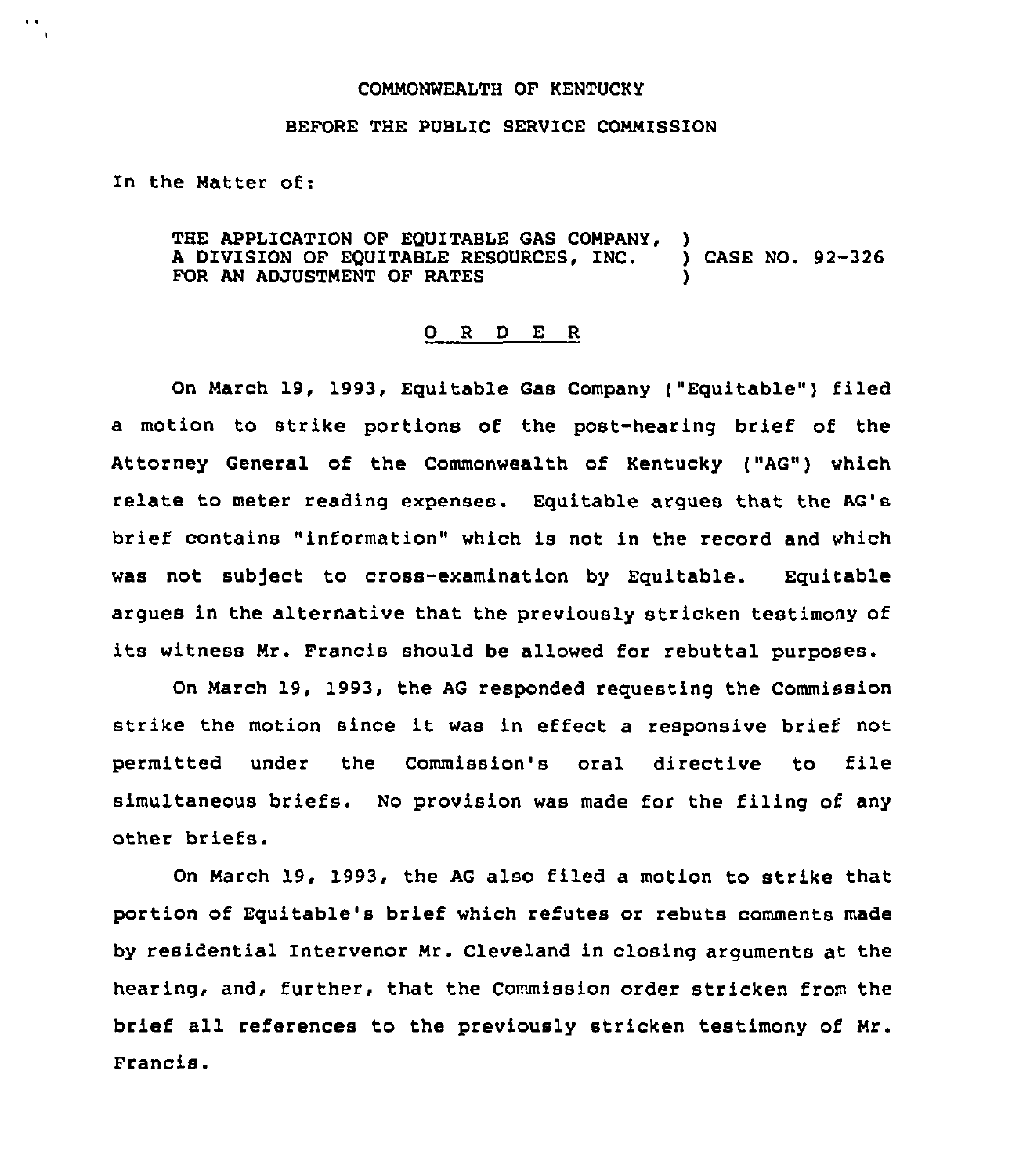COMMONWEALTH OF KENTUCKY

BEFORE THE PUBLIC SERVICE COMMISSION

In the Matter of:

THE APPLICATION OF EQUITABLE GAS COMPANY, A DIVISION OF EQUITABLE RESOURCES, INC. FOR AN ADJUSTMENT OF RATES ) CASE NO. 92-326

## O R D E R

On March 19, 1993, Equitable Gas Company ("Equitable") filed a motion to strike portions of the post-hearing brief of the Attorney General of the Commonwealth of Kentucky ("AG") which relate to meter reading expenses. Equitable argues that the AG's brief contains "information" which is not in the record and which was not subject to cross-examination by Equitable. Equitable argues in the alternative that the previously stricken testimony of its witness Mr. Francis should be allowed for rebuttal purposes.

On March 19, 1993, the AG responded requesting the Commission strike the motion since it was in effect a responsive brief not permitted under the Commission's oral directive to file simultaneous briefs. No provision was made for the filing of any other briefs.

On March 19, 1993, the AG also filed a motion to strike that portion of Equitable's brief which refutes or rebuts comments made by residential Intervenor Mr. Cleveland in closing arguments at the hearing, and, further, that the Commission order stricken from the brief all references to the previously stricken testimony of Mr. Francis.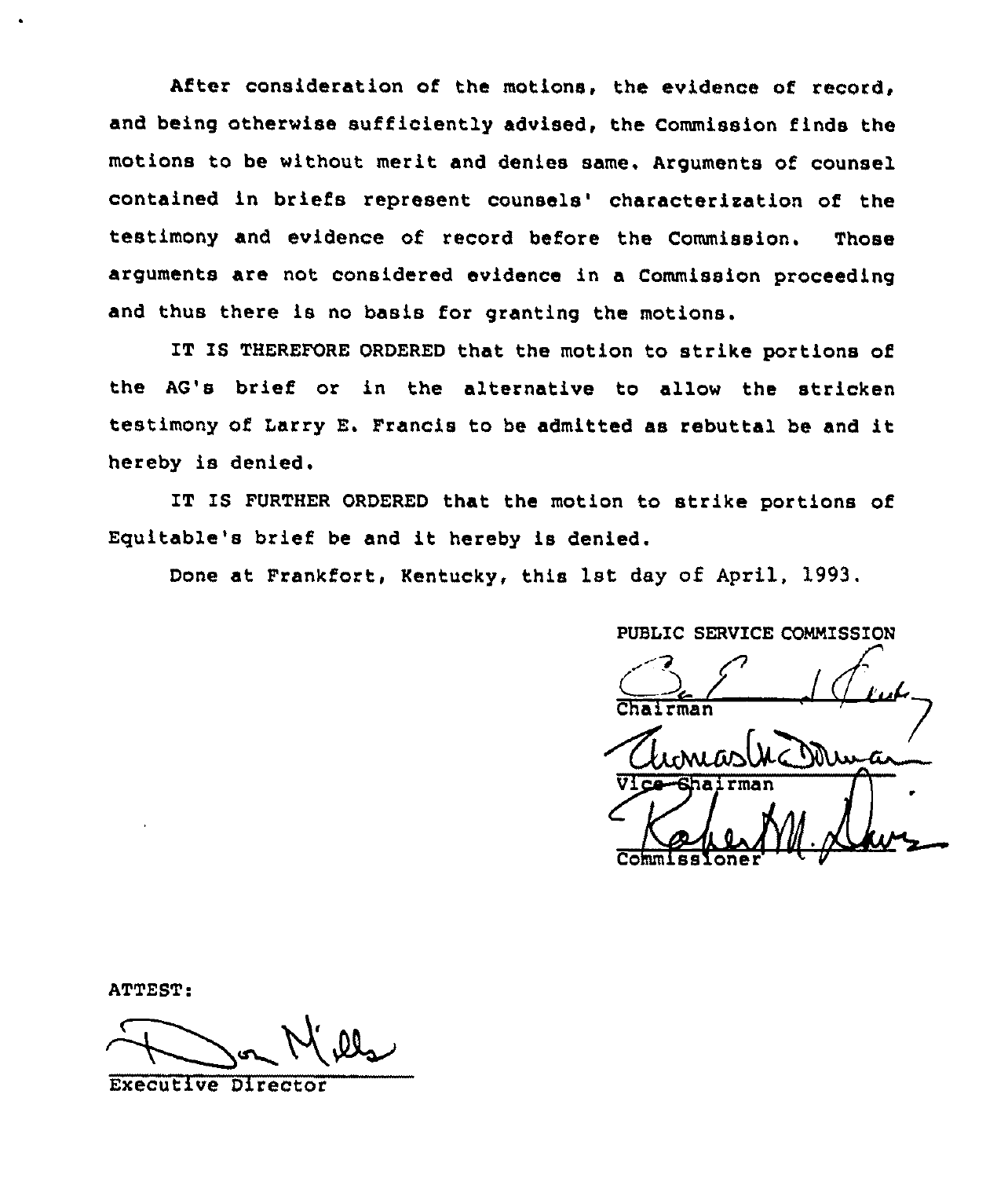After consideration of the motions, the evidence of record, and being otherwise sufficiently advised, the Commission finds the motions to be without merit and denies same. Arguments of counsel contained in briefs represent counsels' characterization of the testimony and evidence of record before the Commission. Those arguments are not considered evidence in a Commission proceeding and thus there is no basis for granting the motions.

IT IS THEREFORE ORDERED that the motion to strike portions of the AG's brief or in the alternative to allow the stricken testimony of Larry E. Francis to be admitted as rebuttal be and it hereby is denied.

IT IS FURTHER ORDERED that the motion to strike portions of Equitable's brief be and it hereby is denied.

Done at Frankfort, Kentucky, this 1st day of April, 1993.

PUBLIC SERVICE COMMISSION

Chairman

Vice Chairman

Commissioner

ATTEST:

Executive Director